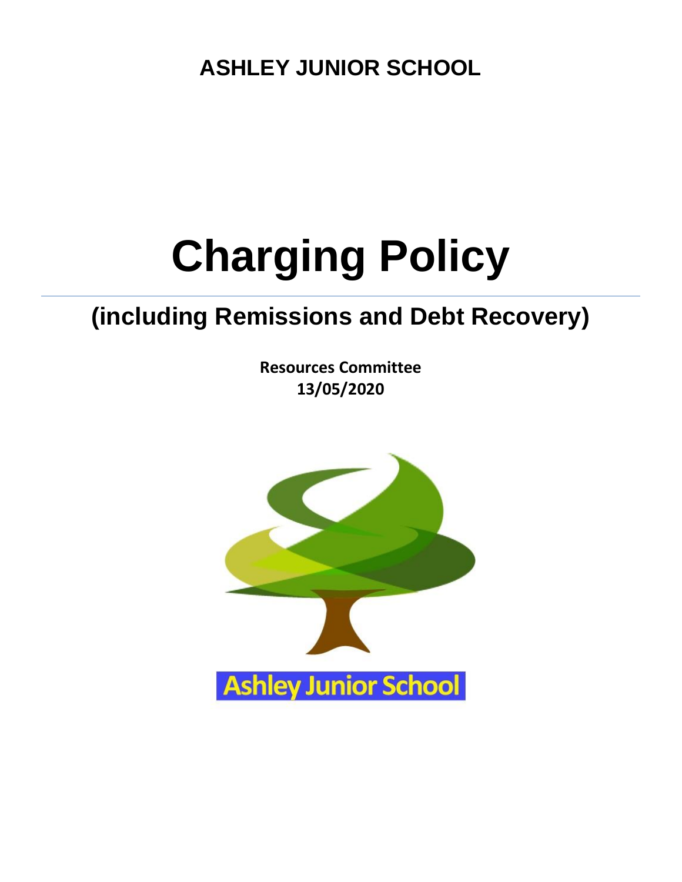**ASHLEY JUNIOR SCHOOL**

# Charging Policy

---

## (including Remissions and Debt Recovery)

**Resources Committee**
**13/05/2020**

Ashley Junior School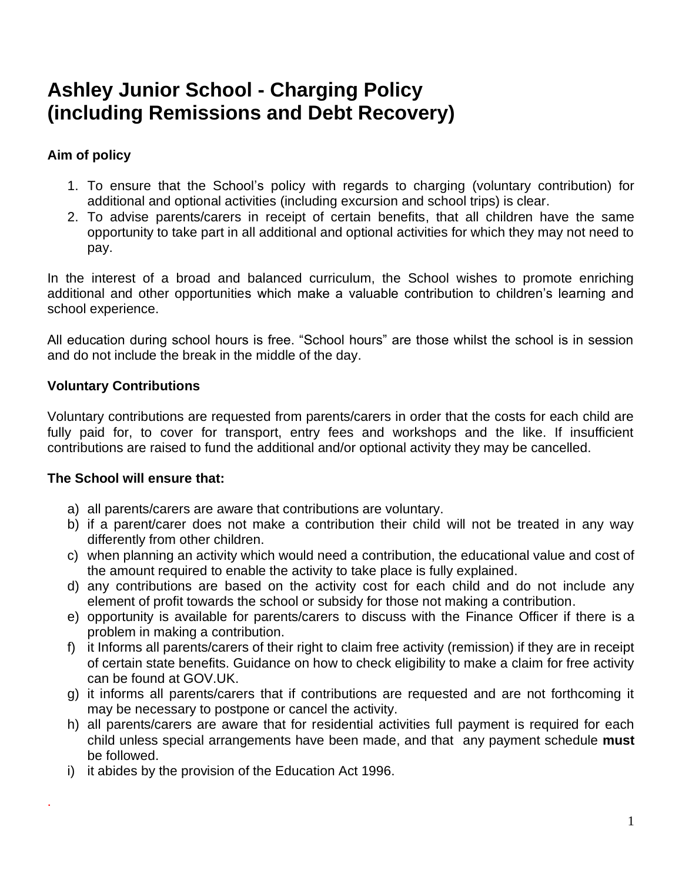# Ashley Junior School - Charging Policy (including Remissions and Debt Recovery)

**Aim of policy**

1. To ensure that the School's policy with regards to charging (voluntary contribution) for additional and optional activities (including excursion and school trips) is clear.
2. To advise parents/carers in receipt of certain benefits, that all children have the same opportunity to take part in all additional and optional activities for which they may not need to pay.

In the interest of a broad and balanced curriculum, the School wishes to promote enriching additional and other opportunities which make a valuable contribution to children's learning and school experience.

All education during school hours is free. "School hours" are those whilst the school is in session and do not include the break in the middle of the day.

**Voluntary Contributions**

Voluntary contributions are requested from parents/carers in order that the costs for each child are fully paid for, to cover for transport, entry fees and workshops and the like. If insufficient contributions are raised to fund the additional and/or optional activity they may be cancelled.

**The School will ensure that:**

a) all parents/carers are aware that contributions are voluntary.
b) if a parent/carer does not make a contribution their child will not be treated in any way differently from other children.
c) when planning an activity which would need a contribution, the educational value and cost of the amount required to enable the activity to take place is fully explained.
d) any contributions are based on the activity cost for each child and do not include any element of profit towards the school or subsidy for those not making a contribution.
e) opportunity is available for parents/carers to discuss with the Finance Officer if there is a problem in making a contribution.
f) it Informs all parents/carers of their right to claim free activity (remission) if they are in receipt of certain state benefits. Guidance on how to check eligibility to make a claim for free activity can be found at GOV.UK.
g) it informs all parents/carers that if contributions are requested and are not forthcoming it may be necessary to postpone or cancel the activity.
h) all parents/carers are aware that for residential activities full payment is required for each child unless special arrangements have been made, and that any payment schedule **must** be followed.
i) it abides by the provision of the Education Act 1996.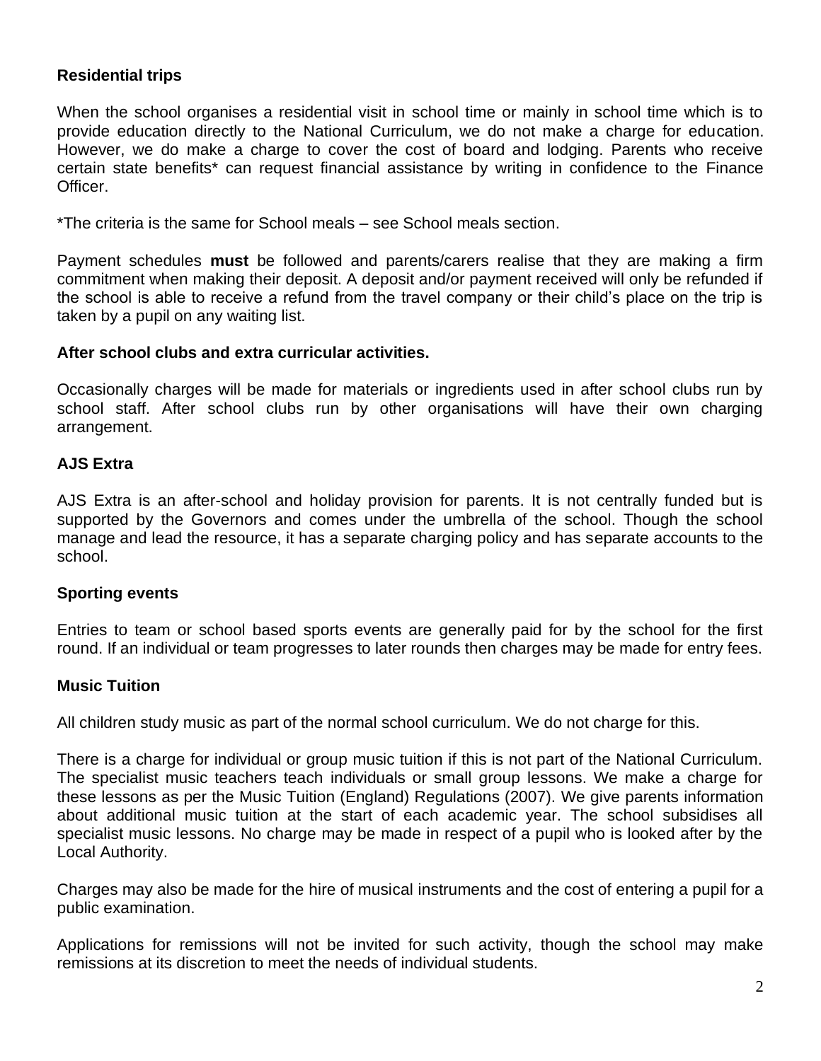### Residential trips

When the school organises a residential visit in school time or mainly in school time which is to provide education directly to the National Curriculum, we do not make a charge for education. However, we do make a charge to cover the cost of board and lodging. Parents who receive certain state benefits* can request financial assistance by writing in confidence to the Finance Officer.

*The criteria is the same for School meals – see School meals section.

Payment schedules **must** be followed and parents/carers realise that they are making a firm commitment when making their deposit. A deposit and/or payment received will only be refunded if the school is able to receive a refund from the travel company or their child's place on the trip is taken by a pupil on any waiting list.

### After school clubs and extra curricular activities.

Occasionally charges will be made for materials or ingredients used in after school clubs run by school staff. After school clubs run by other organisations will have their own charging arrangement.

### AJS Extra

AJS Extra is an after-school and holiday provision for parents. It is not centrally funded but is supported by the Governors and comes under the umbrella of the school. Though the school manage and lead the resource, it has a separate charging policy and has separate accounts to the school.

### Sporting events

Entries to team or school based sports events are generally paid for by the school for the first round. If an individual or team progresses to later rounds then charges may be made for entry fees.

### Music Tuition

All children study music as part of the normal school curriculum. We do not charge for this.

There is a charge for individual or group music tuition if this is not part of the National Curriculum. The specialist music teachers teach individuals or small group lessons. We make a charge for these lessons as per the Music Tuition (England) Regulations (2007). We give parents information about additional music tuition at the start of each academic year. The school subsidises all specialist music lessons. No charge may be made in respect of a pupil who is looked after by the Local Authority.

Charges may also be made for the hire of musical instruments and the cost of entering a pupil for a public examination.

Applications for remissions will not be invited for such activity, though the school may make remissions at its discretion to meet the needs of individual students.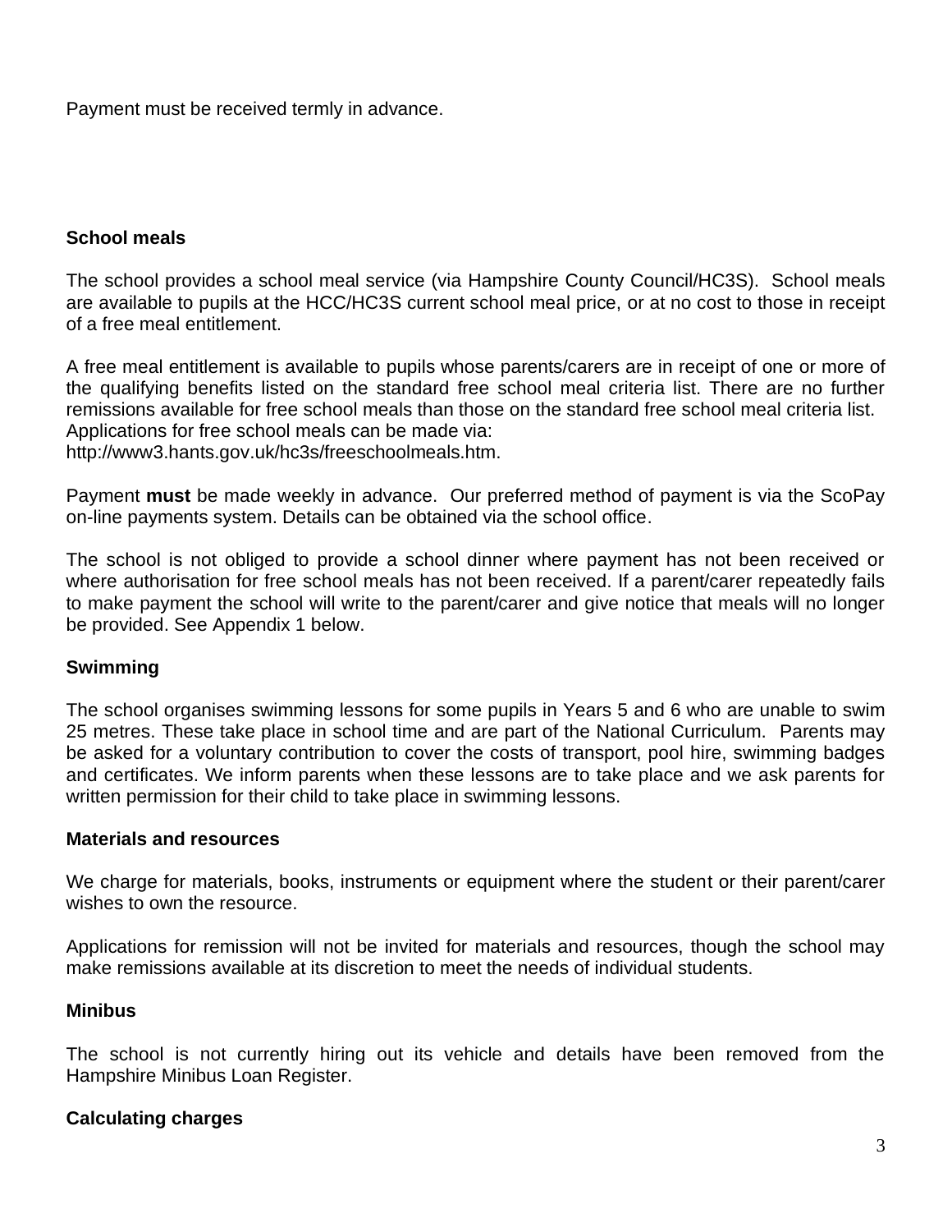Payment must be received termly in advance.

### School meals

The school provides a school meal service (via Hampshire County Council/HC3S). School meals are available to pupils at the HCC/HC3S current school meal price, or at no cost to those in receipt of a free meal entitlement.

A free meal entitlement is available to pupils whose parents/carers are in receipt of one or more of the qualifying benefits listed on the standard free school meal criteria list. There are no further remissions available for free school meals than those on the standard free school meal criteria list. Applications for free school meals can be made via: http://www3.hants.gov.uk/hc3s/freeschoolmeals.htm.

Payment **must** be made weekly in advance. Our preferred method of payment is via the ScoPay on-line payments system. Details can be obtained via the school office.

The school is not obliged to provide a school dinner where payment has not been received or where authorisation for free school meals has not been received. If a parent/carer repeatedly fails to make payment the school will write to the parent/carer and give notice that meals will no longer be provided. See Appendix 1 below.

### Swimming

The school organises swimming lessons for some pupils in Years 5 and 6 who are unable to swim 25 metres. These take place in school time and are part of the National Curriculum. Parents may be asked for a voluntary contribution to cover the costs of transport, pool hire, swimming badges and certificates. We inform parents when these lessons are to take place and we ask parents for written permission for their child to take place in swimming lessons.

### Materials and resources

We charge for materials, books, instruments or equipment where the student or their parent/carer wishes to own the resource.

Applications for remission will not be invited for materials and resources, though the school may make remissions available at its discretion to meet the needs of individual students.

### Minibus

The school is not currently hiring out its vehicle and details have been removed from the Hampshire Minibus Loan Register.

### Calculating charges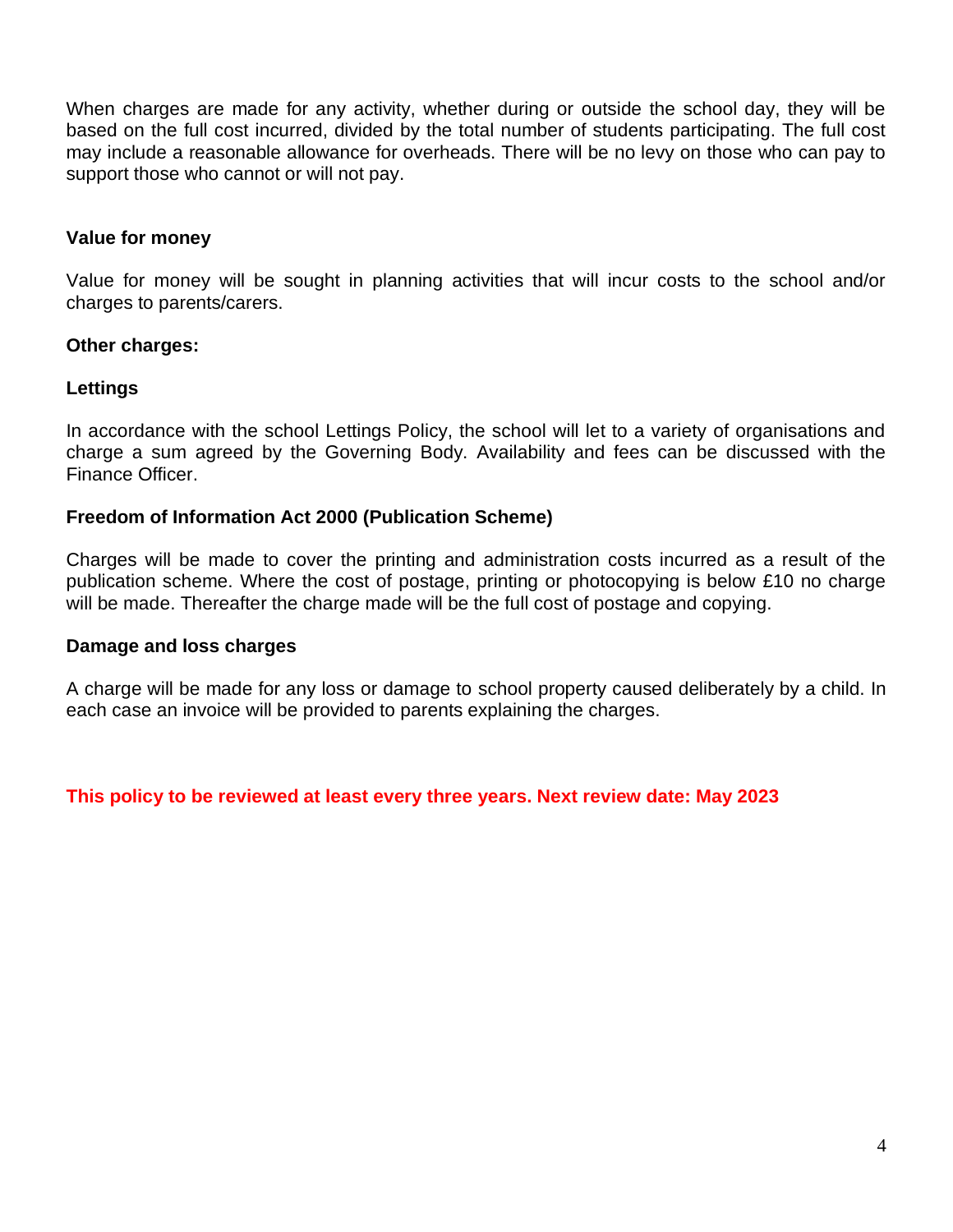When charges are made for any activity, whether during or outside the school day, they will be based on the full cost incurred, divided by the total number of students participating. The full cost may include a reasonable allowance for overheads. There will be no levy on those who can pay to support those who cannot or will not pay.

**Value for money**

Value for money will be sought in planning activities that will incur costs to the school and/or charges to parents/carers.

**Other charges:**

**Lettings**

In accordance with the school Lettings Policy, the school will let to a variety of organisations and charge a sum agreed by the Governing Body. Availability and fees can be discussed with the Finance Officer.

**Freedom of Information Act 2000 (Publication Scheme)**

Charges will be made to cover the printing and administration costs incurred as a result of the publication scheme. Where the cost of postage, printing or photocopying is below £10 no charge will be made. Thereafter the charge made will be the full cost of postage and copying.

**Damage and loss charges**

A charge will be made for any loss or damage to school property caused deliberately by a child. In each case an invoice will be provided to parents explaining the charges.

**This policy to be reviewed at least every three years. Next review date: May 2023**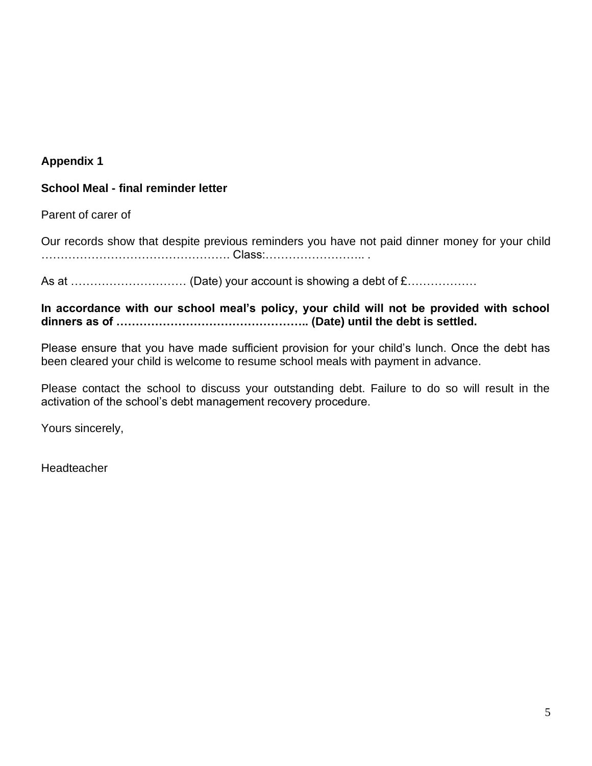**Appendix 1**

**School Meal - final reminder letter**

Parent of carer of

Our records show that despite previous reminders you have not paid dinner money for your child ………………………………………….. Class:…………………….. .

As at ………………………… (Date) your account is showing a debt of £………………

**In accordance with our school meal's policy, your child will not be provided with school dinners as of ………………………………………….. (Date) until the debt is settled.**

Please ensure that you have made sufficient provision for your child's lunch. Once the debt has been cleared your child is welcome to resume school meals with payment in advance.

Please contact the school to discuss your outstanding debt. Failure to do so will result in the activation of the school's debt management recovery procedure.

Yours sincerely,

Headteacher